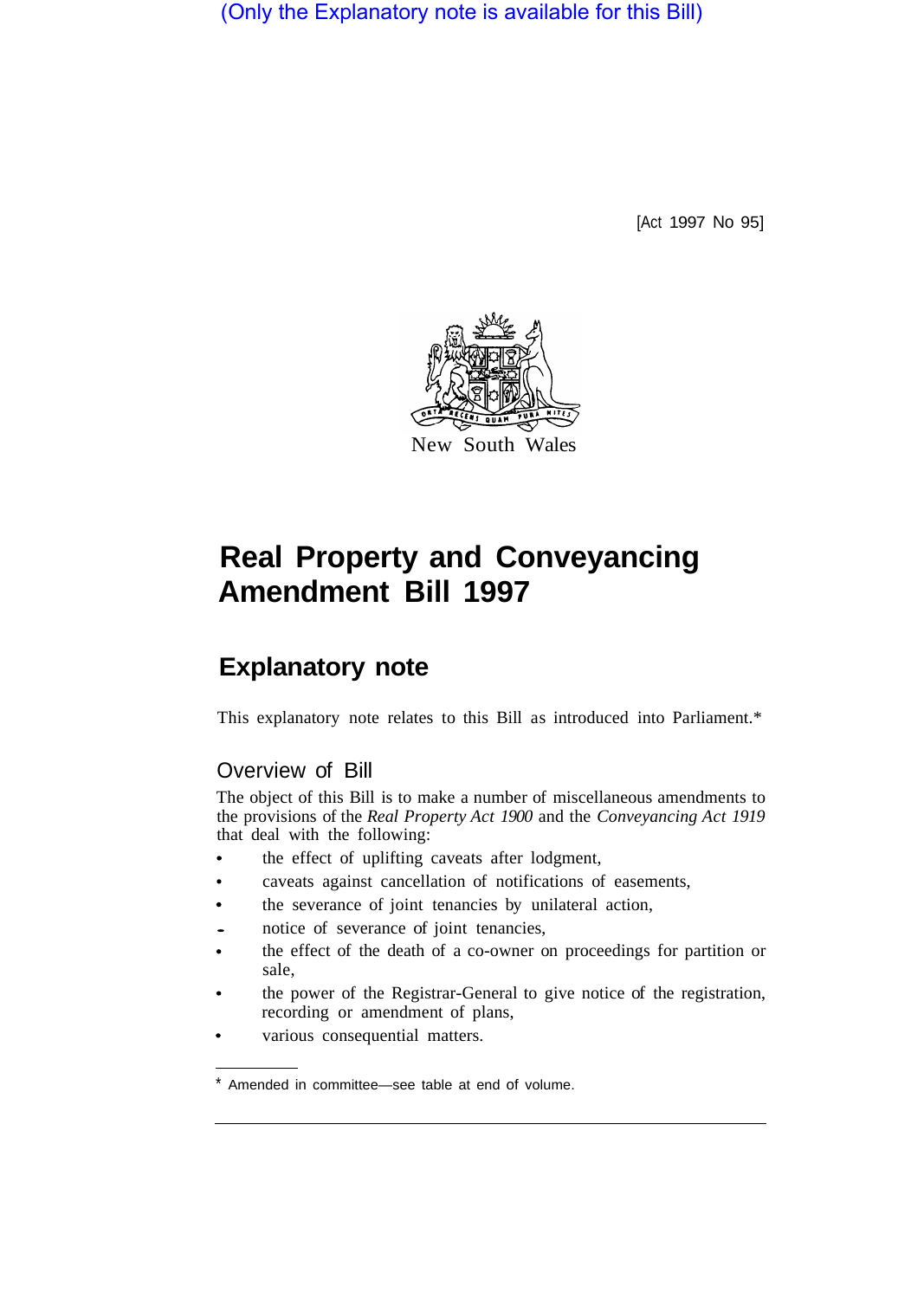(Only the Explanatory note is available for this Bill)

[Act 1997 No 95]

New South Wales

# Real Property and Conveyancing Amendment Bill 1997

## Explanatory note

This explanatory note relates to this Bill as introduced into Parliament.*

### Overview of Bill

The object of this Bill is to make a number of miscellaneous amendments to the provisions of the *Real Property Act 1900* and the *Conveyancing Act 1919* that deal with the following:

- the effect of uplifting caveats after lodgment,
- caveats against cancellation of notifications of easements,
- the severance of joint tenancies by unilateral action,
- notice of severance of joint tenancies,
- the effect of the death of a co-owner on proceedings for partition or sale,
- the power of the Registrar-General to give notice of the registration, recording or amendment of plans,
- various consequential matters.

* Amended in committee—see table at end of volume.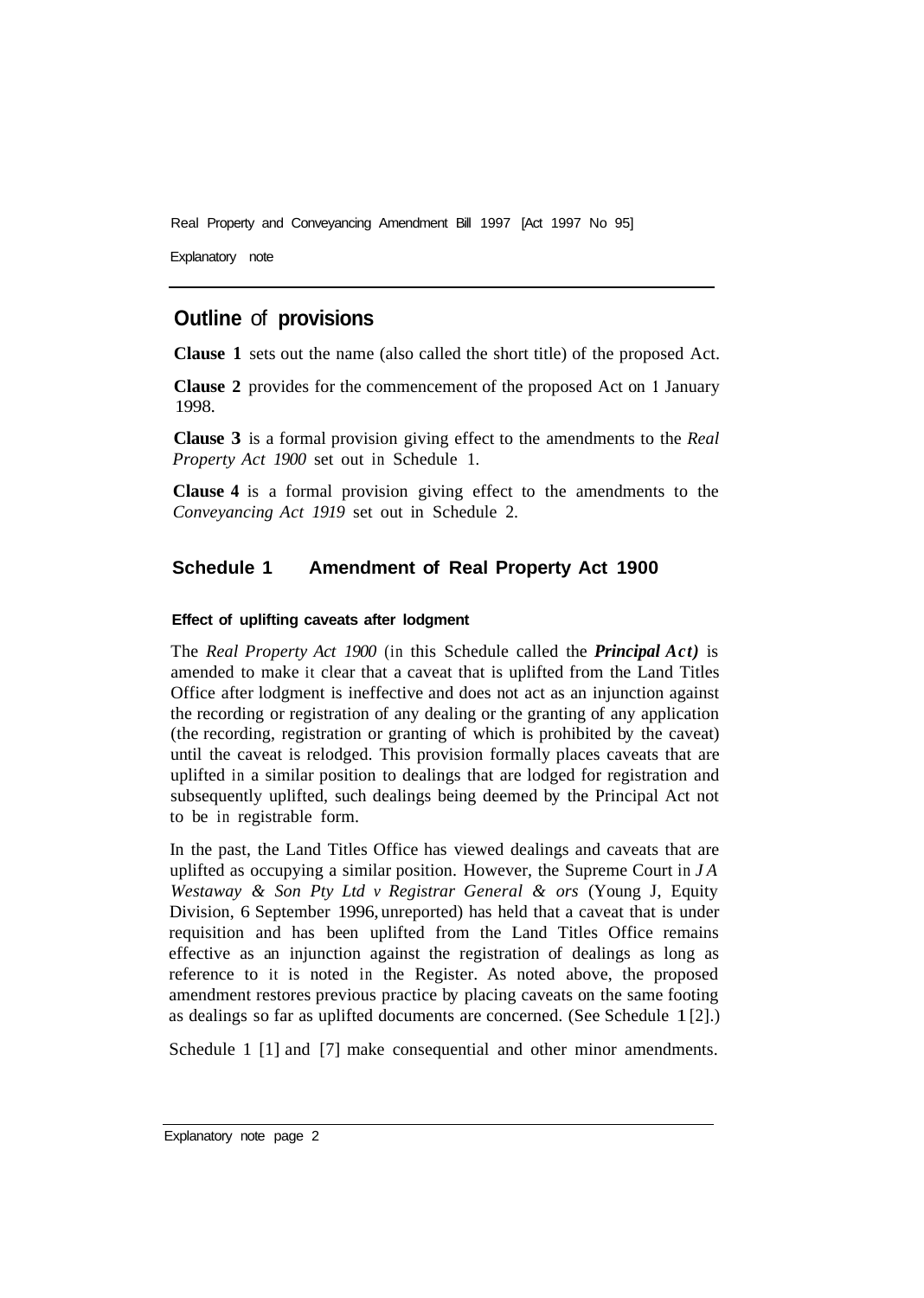## Outline of provisions

**Clause 1** sets out the name (also called the short title) of the proposed Act.

**Clause 2** provides for the commencement of the proposed Act on 1 January 1998.

**Clause 3** is a formal provision giving effect to the amendments to the *Real Property Act 1900* set out in Schedule 1.

**Clause 4** is a formal provision giving effect to the amendments to the *Conveyancing Act 1919* set out in Schedule 2.

## Schedule 1 Amendment of Real Property Act 1900

#### Effect of uplifting caveats after lodgment

The *Real Property Act 1900* (in this Schedule called the ***Principal Act)*** is amended to make it clear that a caveat that is uplifted from the Land Titles Office after lodgment is ineffective and does not act as an injunction against the recording or registration of any dealing or the granting of any application (the recording, registration or granting of which is prohibited by the caveat) until the caveat is relodged. This provision formally places caveats that are uplifted in a similar position to dealings that are lodged for registration and subsequently uplifted, such dealings being deemed by the Principal Act not to be in registrable form.

In the past, the Land Titles Office has viewed dealings and caveats that are uplifted as occupying a similar position. However, the Supreme Court in *J A Westaway & Son Pty Ltd v Registrar General & ors* (Young J, Equity Division, 6 September 1996, unreported) has held that a caveat that is under requisition and has been uplifted from the Land Titles Office remains effective as an injunction against the registration of dealings as long as reference to it is noted in the Register. As noted above, the proposed amendment restores previous practice by placing caveats on the same footing as dealings so far as uplifted documents are concerned. (See Schedule 1 [2].)

Schedule 1 [1] and [7] make consequential and other minor amendments.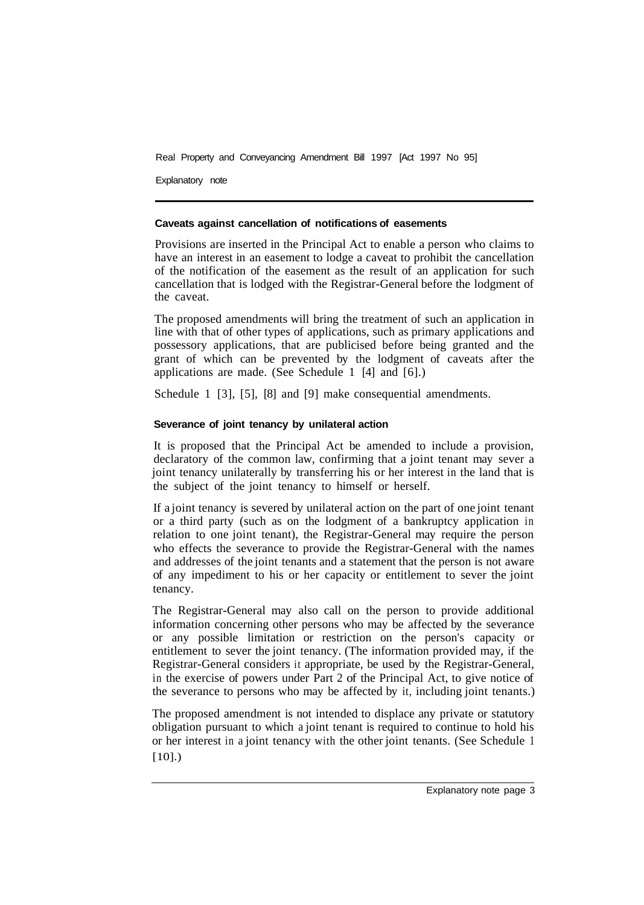#### Caveats against cancellation of notifications of easements

Provisions are inserted in the Principal Act to enable a person who claims to have an interest in an easement to lodge a caveat to prohibit the cancellation of the notification of the easement as the result of an application for such cancellation that is lodged with the Registrar-General before the lodgment of the caveat.

The proposed amendments will bring the treatment of such an application in line with that of other types of applications, such as primary applications and possessory applications, that are publicised before being granted and the grant of which can be prevented by the lodgment of caveats after the applications are made. (See Schedule 1 [4] and [6].)

Schedule 1 [3], [5], [8] and [9] make consequential amendments.

#### Severance of joint tenancy by unilateral action

It is proposed that the Principal Act be amended to include a provision, declaratory of the common law, confirming that a joint tenant may sever a joint tenancy unilaterally by transferring his or her interest in the land that is the subject of the joint tenancy to himself or herself.

If a joint tenancy is severed by unilateral action on the part of one joint tenant or a third party (such as on the lodgment of a bankruptcy application in relation to one joint tenant), the Registrar-General may require the person who effects the severance to provide the Registrar-General with the names and addresses of the joint tenants and a statement that the person is not aware of any impediment to his or her capacity or entitlement to sever the joint tenancy.

The Registrar-General may also call on the person to provide additional information concerning other persons who may be affected by the severance or any possible limitation or restriction on the person's capacity or entitlement to sever the joint tenancy. (The information provided may, if the Registrar-General considers it appropriate, be used by the Registrar-General, in the exercise of powers under Part 2 of the Principal Act, to give notice of the severance to persons who may be affected by it, including joint tenants.)

The proposed amendment is not intended to displace any private or statutory obligation pursuant to which a joint tenant is required to continue to hold his or her interest in a joint tenancy with the other joint tenants. (See Schedule 1 [10].)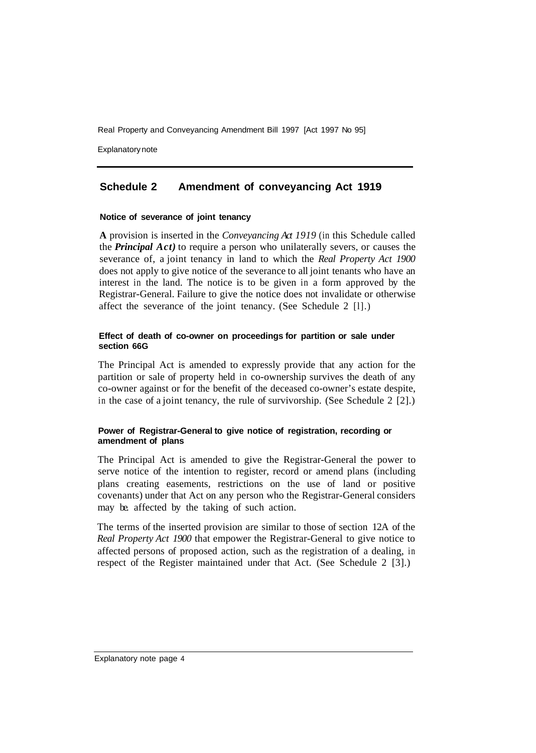## Schedule 2 Amendment of conveyancing Act 1919

### Notice of severance of joint tenancy

A provision is inserted in the *Conveyancing Act 1919* (in this Schedule called the ***Principal Act***) to require a person who unilaterally severs, or causes the severance of, a joint tenancy in land to which the *Real Property Act 1900* does not apply to give notice of the severance to all joint tenants who have an interest in the land. The notice is to be given in a form approved by the Registrar-General. Failure to give the notice does not invalidate or otherwise affect the severance of the joint tenancy. (See Schedule 2 [1].)

### Effect of death of co-owner on proceedings for partition or sale under section 66G

The Principal Act is amended to expressly provide that any action for the partition or sale of property held in co-ownership survives the death of any co-owner against or for the benefit of the deceased co-owner's estate despite, in the case of a joint tenancy, the rule of survivorship. (See Schedule 2 [2].)

### Power of Registrar-General to give notice of registration, recording or amendment of plans

The Principal Act is amended to give the Registrar-General the power to serve notice of the intention to register, record or amend plans (including plans creating easements, restrictions on the use of land or positive covenants) under that Act on any person who the Registrar-General considers may be affected by the taking of such action.

The terms of the inserted provision are similar to those of section 12A of the *Real Property Act 1900* that empower the Registrar-General to give notice to affected persons of proposed action, such as the registration of a dealing, in respect of the Register maintained under that Act. (See Schedule 2 [3].)